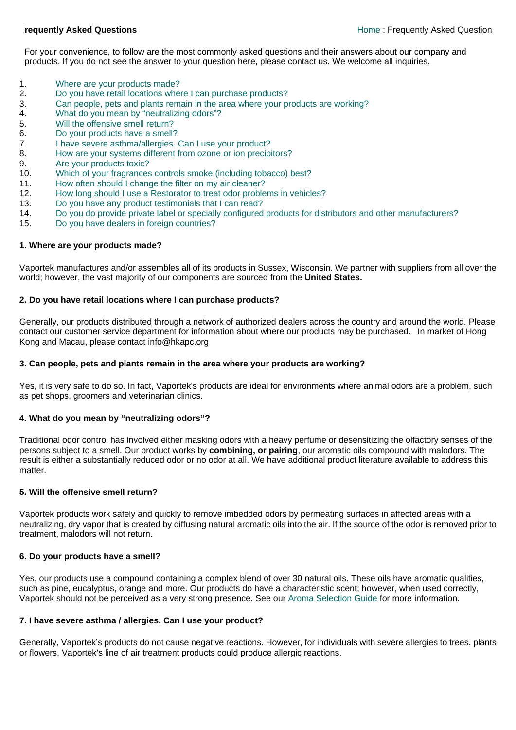# Frequently Asked Questions

Home : Frequently Asked Question

For your convenience, to follow are the most commonly asked questions and their answers about our company and products. If you do not see the answer to your question here, please contact us. We welcome all inquiries.

1. Where are your products made?
2. Do you have retail locations where I can purchase products?
3. Can people, pets and plants remain in the area where your products are working?
4. What do you mean by “neutralizing odors”?
5. Will the offensive smell return?
6. Do your products have a smell?
7. I have severe asthma/allergies. Can I use your product?
8. How are your systems different from ozone or ion precipitors?
9. Are your products toxic?
10. Which of your fragrances controls smoke (including tobacco) best?
11. How often should I change the filter on my air cleaner?
12. How long should I use a Restorator to treat odor problems in vehicles?
13. Do you have any product testimonials that I can read?
14. Do you do provide private label or specially configured products for distributors and other manufacturers?
15. Do you have dealers in foreign countries?

**1. Where are your products made?**

Vaportek manufactures and/or assembles all of its products in Sussex, Wisconsin. We partner with suppliers from all over the world; however, the vast majority of our components are sourced from the **United States.**

**2. Do you have retail locations where I can purchase products?**

Generally, our products distributed through a network of authorized dealers across the country and around the world. Please contact our customer service department for information about where our products may be purchased. In market of Hong Kong and Macau, please contact info@hkapc.org

**3. Can people, pets and plants remain in the area where your products are working?**

Yes, it is very safe to do so. In fact, Vaportek's products are ideal for environments where animal odors are a problem, such as pet shops, groomers and veterinarian clinics.

**4. What do you mean by “neutralizing odors”?**

Traditional odor control has involved either masking odors with a heavy perfume or desensitizing the olfactory senses of the persons subject to a smell. Our product works by **combining, or pairing**, our aromatic oils compound with malodors. The result is either a substantially reduced odor or no odor at all. We have additional product literature available to address this matter.

**5. Will the offensive smell return?**

Vaportek products work safely and quickly to remove imbedded odors by permeating surfaces in affected areas with a neutralizing, dry vapor that is created by diffusing natural aromatic oils into the air. If the source of the odor is removed prior to treatment, malodors will not return.

**6. Do your products have a smell?**

Yes, our products use a compound containing a complex blend of over 30 natural oils. These oils have aromatic qualities, such as pine, eucalyptus, orange and more. Our products do have a characteristic scent; however, when used correctly, Vaportek should not be perceived as a very strong presence. See our Aroma Selection Guide for more information.

**7. I have severe asthma / allergies. Can I use your product?**

Generally, Vaportek’s products do not cause negative reactions. However, for individuals with severe allergies to trees, plants or flowers, Vaportek’s line of air treatment products could produce allergic reactions.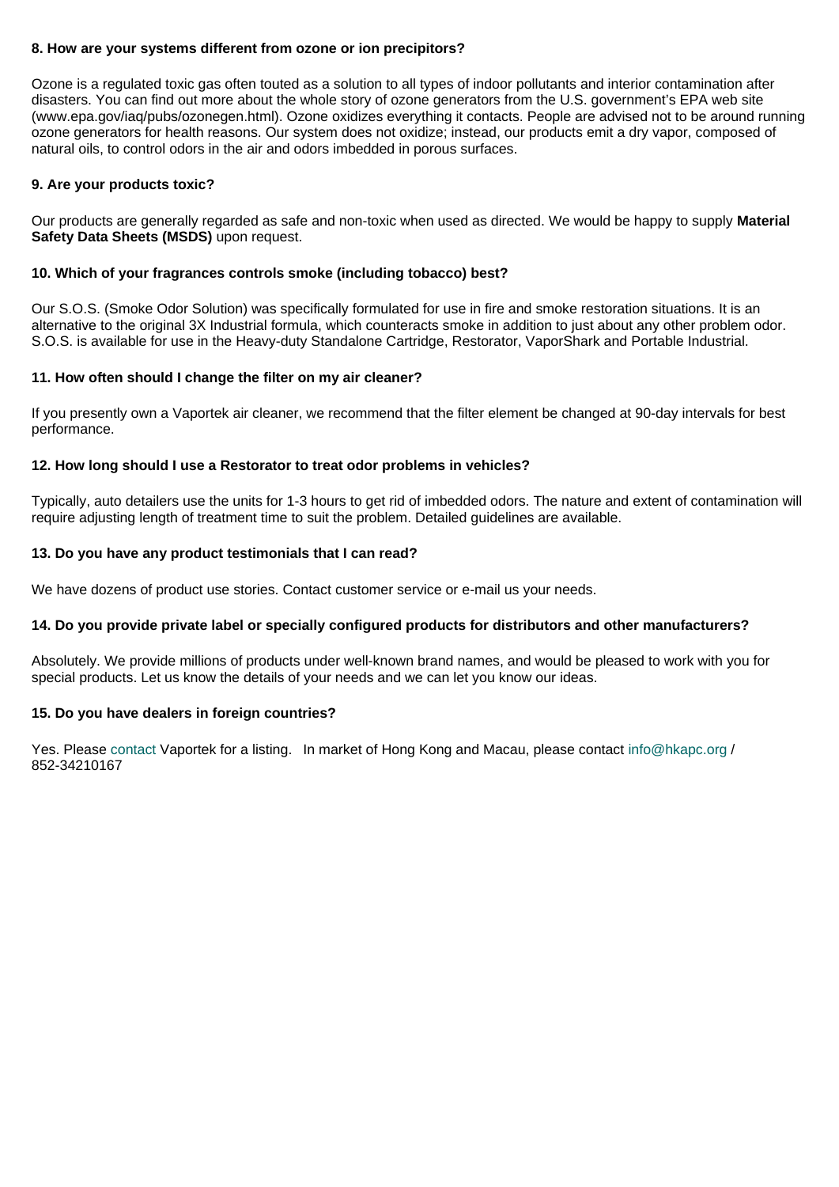**8. How are your systems different from ozone or ion precipitors?**

Ozone is a regulated toxic gas often touted as a solution to all types of indoor pollutants and interior contamination after disasters. You can find out more about the whole story of ozone generators from the U.S. government's EPA web site (www.epa.gov/iaq/pubs/ozonegen.html). Ozone oxidizes everything it contacts. People are advised not to be around running ozone generators for health reasons. Our system does not oxidize; instead, our products emit a dry vapor, composed of natural oils, to control odors in the air and odors imbedded in porous surfaces.

**9. Are your products toxic?**

Our products are generally regarded as safe and non-toxic when used as directed. We would be happy to supply **Material Safety Data Sheets (MSDS)** upon request.

**10. Which of your fragrances controls smoke (including tobacco) best?**

Our S.O.S. (Smoke Odor Solution) was specifically formulated for use in fire and smoke restoration situations. It is an alternative to the original 3X Industrial formula, which counteracts smoke in addition to just about any other problem odor. S.O.S. is available for use in the Heavy-duty Standalone Cartridge, Restorator, VaporShark and Portable Industrial.

**11. How often should I change the filter on my air cleaner?**

If you presently own a Vaportek air cleaner, we recommend that the filter element be changed at 90-day intervals for best performance.

**12. How long should I use a Restorator to treat odor problems in vehicles?**

Typically, auto detailers use the units for 1-3 hours to get rid of imbedded odors. The nature and extent of contamination will require adjusting length of treatment time to suit the problem. Detailed guidelines are available.

**13. Do you have any product testimonials that I can read?**

We have dozens of product use stories. Contact customer service or e-mail us your needs.

**14. Do you provide private label or specially configured products for distributors and other manufacturers?**

Absolutely. We provide millions of products under well-known brand names, and would be pleased to work with you for special products. Let us know the details of your needs and we can let you know our ideas.

**15. Do you have dealers in foreign countries?**

Yes. Please contact Vaportek for a listing. In market of Hong Kong and Macau, please contact info@hkapc.org / 852-34210167